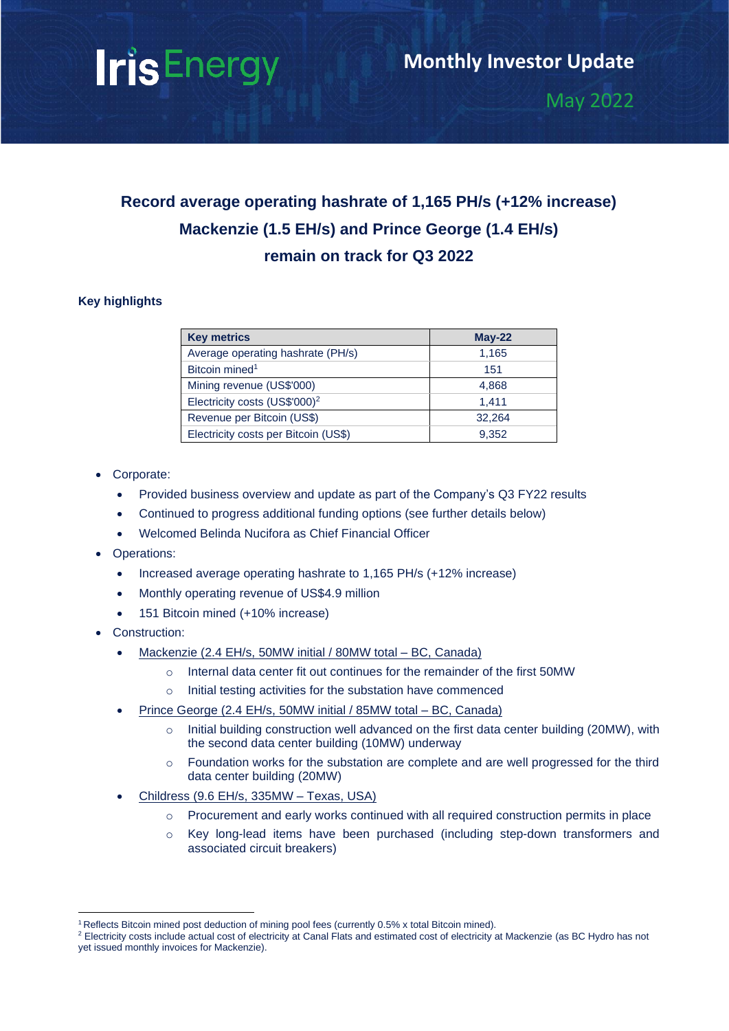# Iris Energy

## Monthly Investor Update

May 2022

**Record average operating hashrate of 1,165 PH/s (+12% increase)**
**Mackenzie (1.5 EH/s) and Prince George (1.4 EH/s)**
**remain on track for Q3 2022**

### Key highlights

| Key metrics | May-22 |
|---|---|
| Average operating hashrate (PH/s) | 1,165 |
| Bitcoin mined[1] | 151 |
| Mining revenue (US$'000) | 4,868 |
| Electricity costs (US$'000)[2] | 1,411 |
| Revenue per Bitcoin (US$) | 32,264 |
| Electricity costs per Bitcoin (US$) | 9,352 |

- Corporate:
  - Provided business overview and update as part of the Company's Q3 FY22 results
  - Continued to progress additional funding options (see further details below)
  - Welcomed Belinda Nucifora as Chief Financial Officer
- Operations:
  - Increased average operating hashrate to 1,165 PH/s (+12% increase)
  - Monthly operating revenue of US$4.9 million
  - 151 Bitcoin mined (+10% increase)
- Construction:
  - Mackenzie (2.4 EH/s, 50MW initial / 80MW total – BC, Canada)
    - Internal data center fit out continues for the remainder of the first 50MW
    - Initial testing activities for the substation have commenced
  - Prince George (2.4 EH/s, 50MW initial / 85MW total – BC, Canada)
    - Initial building construction well advanced on the first data center building (20MW), with the second data center building (10MW) underway
    - Foundation works for the substation are complete and are well progressed for the third data center building (20MW)
  - Childress (9.6 EH/s, 335MW – Texas, USA)
    - Procurement and early works continued with all required construction permits in place
    - Key long-lead items have been purchased (including step-down transformers and associated circuit breakers)

---

[1] Reflects Bitcoin mined post deduction of mining pool fees (currently 0.5% x total Bitcoin mined).
[2] Electricity costs include actual cost of electricity at Canal Flats and estimated cost of electricity at Mackenzie (as BC Hydro has not yet issued monthly invoices for Mackenzie).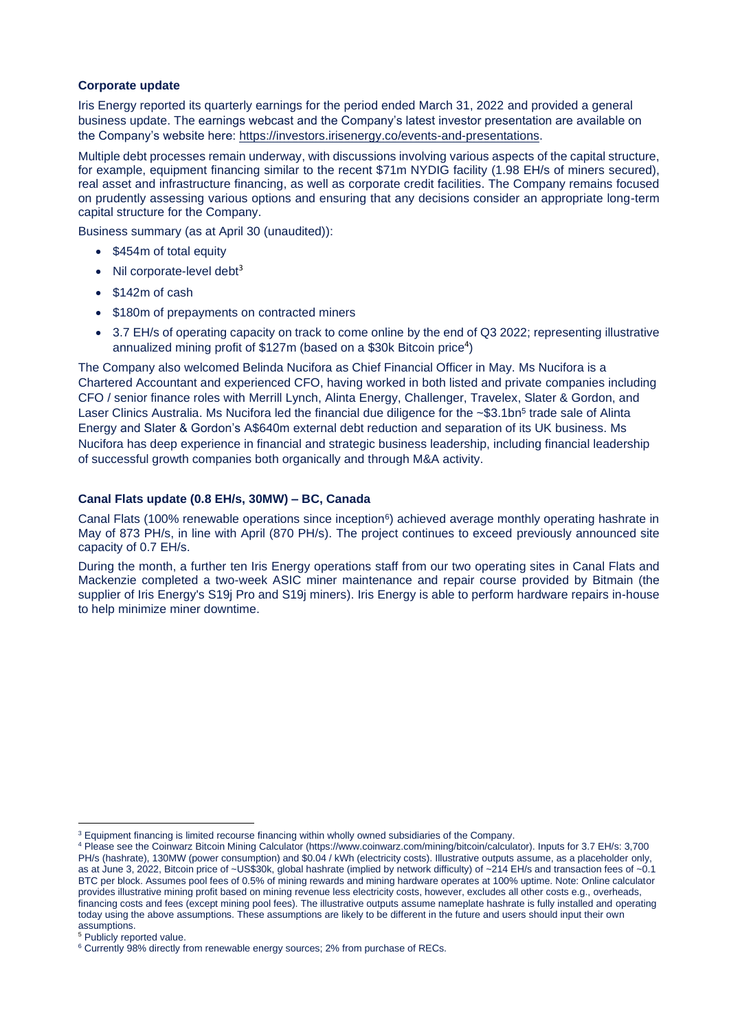### Corporate update

Iris Energy reported its quarterly earnings for the period ended March 31, 2022 and provided a general business update. The earnings webcast and the Company's latest investor presentation are available on the Company's website here: https://investors.irisenergy.co/events-and-presentations.

Multiple debt processes remain underway, with discussions involving various aspects of the capital structure, for example, equipment financing similar to the recent $71m NYDIG facility (1.98 EH/s of miners secured), real asset and infrastructure financing, as well as corporate credit facilities. The Company remains focused on prudently assessing various options and ensuring that any decisions consider an appropriate long-term capital structure for the Company.

Business summary (as at April 30 (unaudited)):

- $454m of total equity
- Nil corporate-level debt[3]
- $142m of cash
- $180m of prepayments on contracted miners
- 3.7 EH/s of operating capacity on track to come online by the end of Q3 2022; representing illustrative annualized mining profit of $127m (based on a $30k Bitcoin price[4])

The Company also welcomed Belinda Nucifora as Chief Financial Officer in May. Ms Nucifora is a Chartered Accountant and experienced CFO, having worked in both listed and private companies including CFO / senior finance roles with Merrill Lynch, Alinta Energy, Challenger, Travelex, Slater & Gordon, and Laser Clinics Australia. Ms Nucifora led the financial due diligence for the ~$3.1bn[5] trade sale of Alinta Energy and Slater & Gordon's A$640m external debt reduction and separation of its UK business. Ms Nucifora has deep experience in financial and strategic business leadership, including financial leadership of successful growth companies both organically and through M&A activity.

### Canal Flats update (0.8 EH/s, 30MW) – BC, Canada

Canal Flats (100% renewable operations since inception[6]) achieved average monthly operating hashrate in May of 873 PH/s, in line with April (870 PH/s). The project continues to exceed previously announced site capacity of 0.7 EH/s.

During the month, a further ten Iris Energy operations staff from our two operating sites in Canal Flats and Mackenzie completed a two-week ASIC miner maintenance and repair course provided by Bitmain (the supplier of Iris Energy's S19j Pro and S19j miners). Iris Energy is able to perform hardware repairs in-house to help minimize miner downtime.

---

[3] Equipment financing is limited recourse financing within wholly owned subsidiaries of the Company.

[4] Please see the Coinwarz Bitcoin Mining Calculator (https://www.coinwarz.com/mining/bitcoin/calculator). Inputs for 3.7 EH/s: 3,700 PH/s (hashrate), 130MW (power consumption) and $0.04 / kWh (electricity costs). Illustrative outputs assume, as a placeholder only, as at June 3, 2022, Bitcoin price of ~US$30k, global hashrate (implied by network difficulty) of ~214 EH/s and transaction fees of ~0.1 BTC per block. Assumes pool fees of 0.5% of mining rewards and mining hardware operates at 100% uptime. Note: Online calculator provides illustrative mining profit based on mining revenue less electricity costs, however, excludes all other costs e.g., overheads, financing costs and fees (except mining pool fees). The illustrative outputs assume nameplate hashrate is fully installed and operating today using the above assumptions. These assumptions are likely to be different in the future and users should input their own assumptions.

[5] Publicly reported value.

[6] Currently 98% directly from renewable energy sources; 2% from purchase of RECs.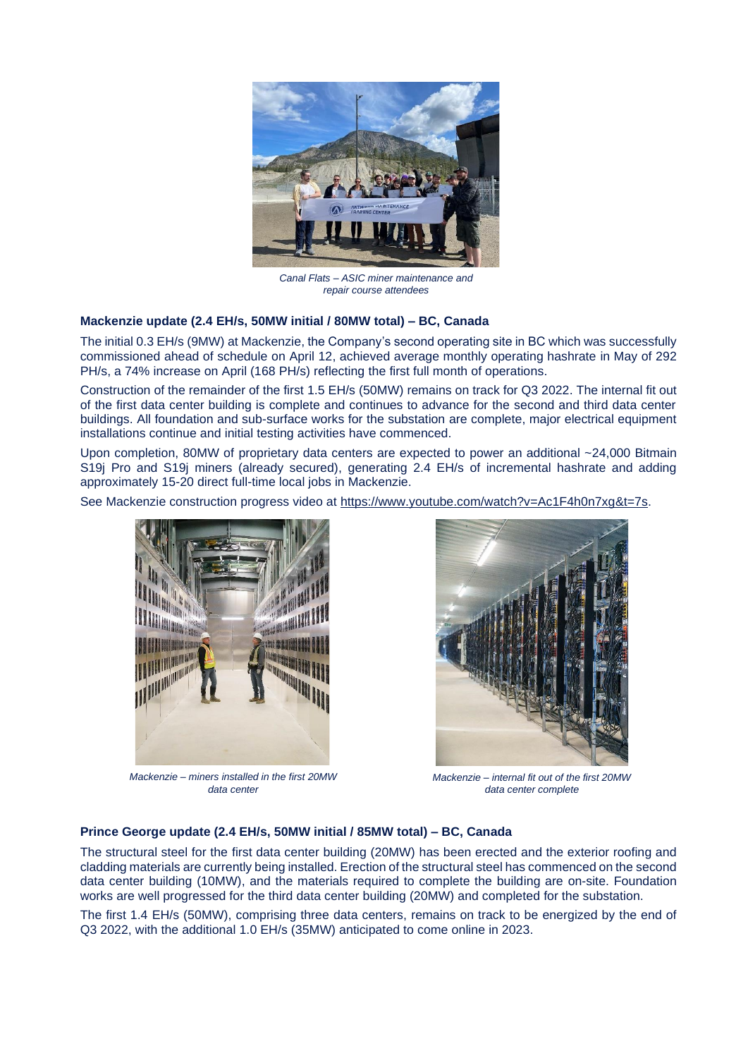*Canal Flats – ASIC miner maintenance and repair course attendees*

**Mackenzie update (2.4 EH/s, 50MW initial / 80MW total) – BC, Canada**

The initial 0.3 EH/s (9MW) at Mackenzie, the Company's second operating site in BC which was successfully commissioned ahead of schedule on April 12, achieved average monthly operating hashrate in May of 292 PH/s, a 74% increase on April (168 PH/s) reflecting the first full month of operations.

Construction of the remainder of the first 1.5 EH/s (50MW) remains on track for Q3 2022. The internal fit out of the first data center building is complete and continues to advance for the second and third data center buildings. All foundation and sub-surface works for the substation are complete, major electrical equipment installations continue and initial testing activities have commenced.

Upon completion, 80MW of proprietary data centers are expected to power an additional ~24,000 Bitmain S19j Pro and S19j miners (already secured), generating 2.4 EH/s of incremental hashrate and adding approximately 15-20 direct full-time local jobs in Mackenzie.

See Mackenzie construction progress video at https://www.youtube.com/watch?v=Ac1F4h0n7xg&t=7s.

*Mackenzie – miners installed in the first 20MW data center*

*Mackenzie – internal fit out of the first 20MW data center complete*

**Prince George update (2.4 EH/s, 50MW initial / 85MW total) – BC, Canada**

The structural steel for the first data center building (20MW) has been erected and the exterior roofing and cladding materials are currently being installed. Erection of the structural steel has commenced on the second data center building (10MW), and the materials required to complete the building are on-site. Foundation works are well progressed for the third data center building (20MW) and completed for the substation.

The first 1.4 EH/s (50MW), comprising three data centers, remains on track to be energized by the end of Q3 2022, with the additional 1.0 EH/s (35MW) anticipated to come online in 2023.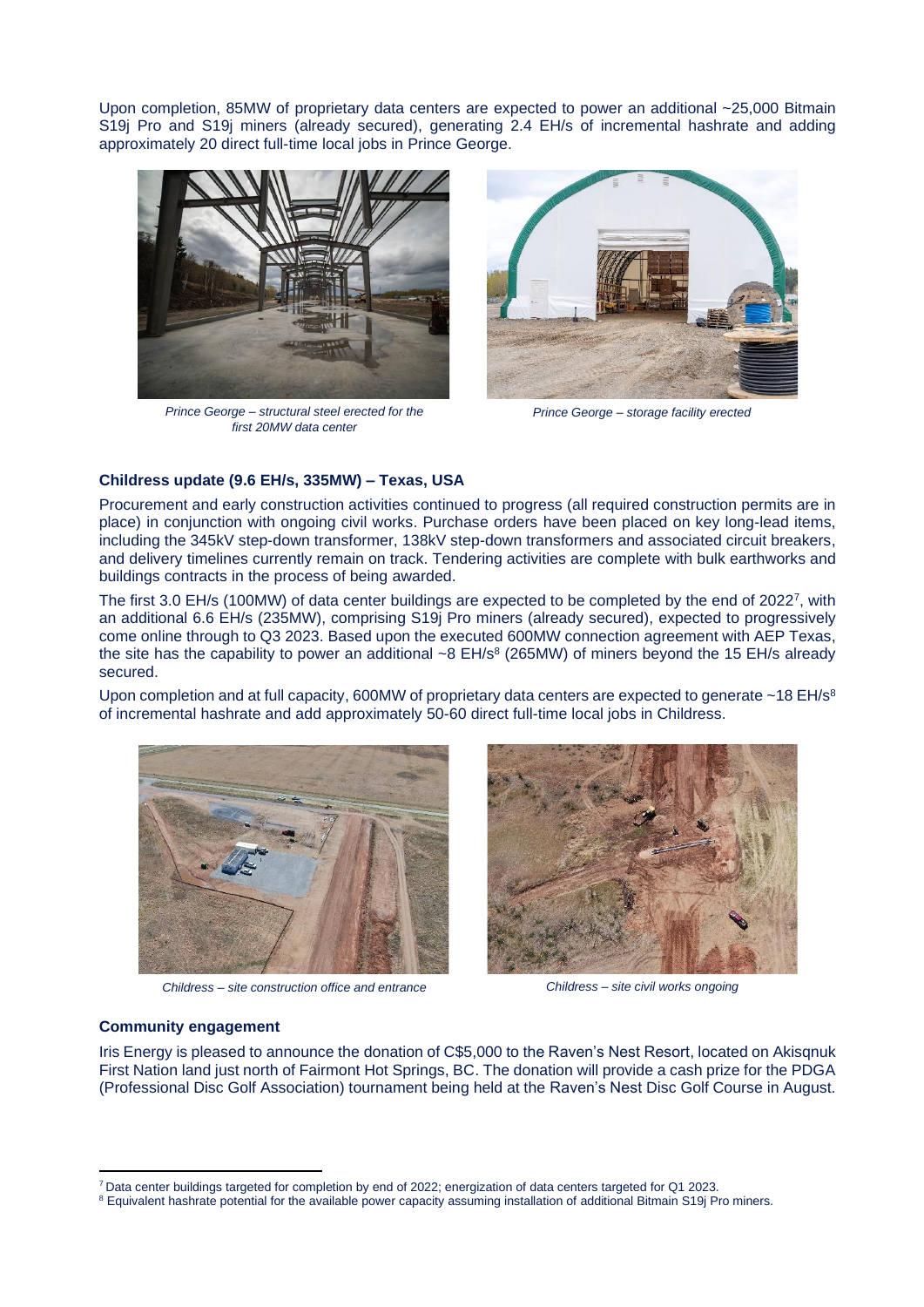Upon completion, 85MW of proprietary data centers are expected to power an additional ~25,000 Bitmain S19j Pro and S19j miners (already secured), generating 2.4 EH/s of incremental hashrate and adding approximately 20 direct full-time local jobs in Prince George.

*Prince George – structural steel erected for the first 20MW data center*

*Prince George – storage facility erected*

**Childress update (9.6 EH/s, 335MW) – Texas, USA**

Procurement and early construction activities continued to progress (all required construction permits are in place) in conjunction with ongoing civil works. Purchase orders have been placed on key long-lead items, including the 345kV step-down transformer, 138kV step-down transformers and associated circuit breakers, and delivery timelines currently remain on track. Tendering activities are complete with bulk earthworks and buildings contracts in the process of being awarded.

The first 3.0 EH/s (100MW) of data center buildings are expected to be completed by the end of 2022[7], with an additional 6.6 EH/s (235MW), comprising S19j Pro miners (already secured), expected to progressively come online through to Q3 2023. Based upon the executed 600MW connection agreement with AEP Texas, the site has the capability to power an additional ~8 EH/s[8] (265MW) of miners beyond the 15 EH/s already secured.

Upon completion and at full capacity, 600MW of proprietary data centers are expected to generate ~18 EH/s[8] of incremental hashrate and add approximately 50-60 direct full-time local jobs in Childress.

*Childress – site construction office and entrance*

*Childress – site civil works ongoing*

**Community engagement**

Iris Energy is pleased to announce the donation of C$5,000 to the Raven's Nest Resort, located on Akisqnuk First Nation land just north of Fairmont Hot Springs, BC. The donation will provide a cash prize for the PDGA (Professional Disc Golf Association) tournament being held at the Raven's Nest Disc Golf Course in August.

---

[7] Data center buildings targeted for completion by end of 2022; energization of data centers targeted for Q1 2023.

[8] Equivalent hashrate potential for the available power capacity assuming installation of additional Bitmain S19j Pro miners.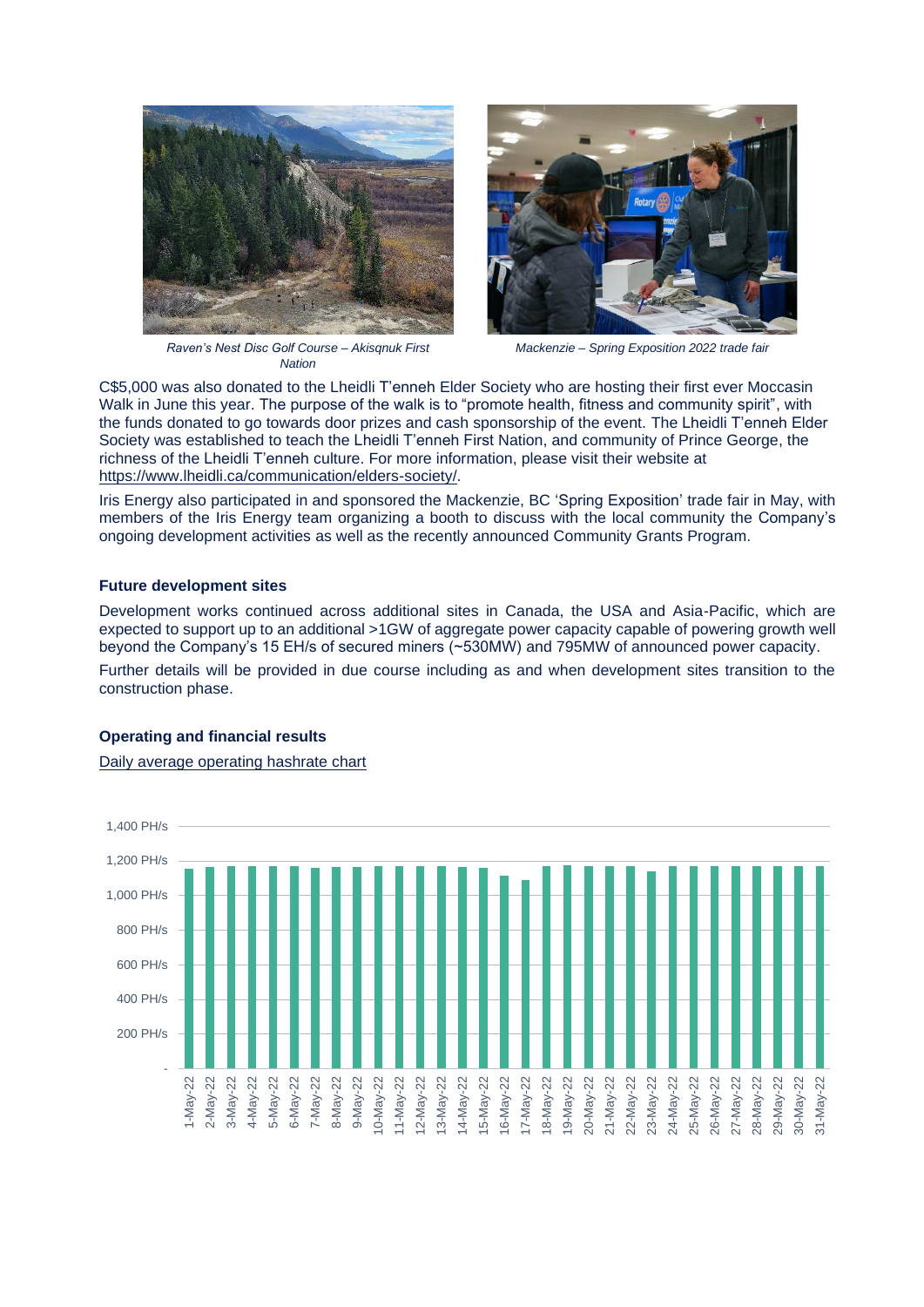*Raven's Nest Disc Golf Course – Akisqnuk First Nation*

*Mackenzie – Spring Exposition 2022 trade fair*

C$5,000 was also donated to the Lheidli T'enneh Elder Society who are hosting their first ever Moccasin Walk in June this year. The purpose of the walk is to "promote health, fitness and community spirit", with the funds donated to go towards door prizes and cash sponsorship of the event. The Lheidli T'enneh Elder Society was established to teach the Lheidli T'enneh First Nation, and community of Prince George, the richness of the Lheidli T'enneh culture. For more information, please visit their website at https://www.lheidli.ca/communication/elders-society/.

Iris Energy also participated in and sponsored the Mackenzie, BC 'Spring Exposition' trade fair in May, with members of the Iris Energy team organizing a booth to discuss with the local community the Company's ongoing development activities as well as the recently announced Community Grants Program.

**Future development sites**

Development works continued across additional sites in Canada, the USA and Asia-Pacific, which are expected to support up to an additional >1GW of aggregate power capacity capable of powering growth well beyond the Company's 15 EH/s of secured miners (~530MW) and 795MW of announced power capacity.

Further details will be provided in due course including as and when development sites transition to the construction phase.

**Operating and financial results**

Daily average operating hashrate chart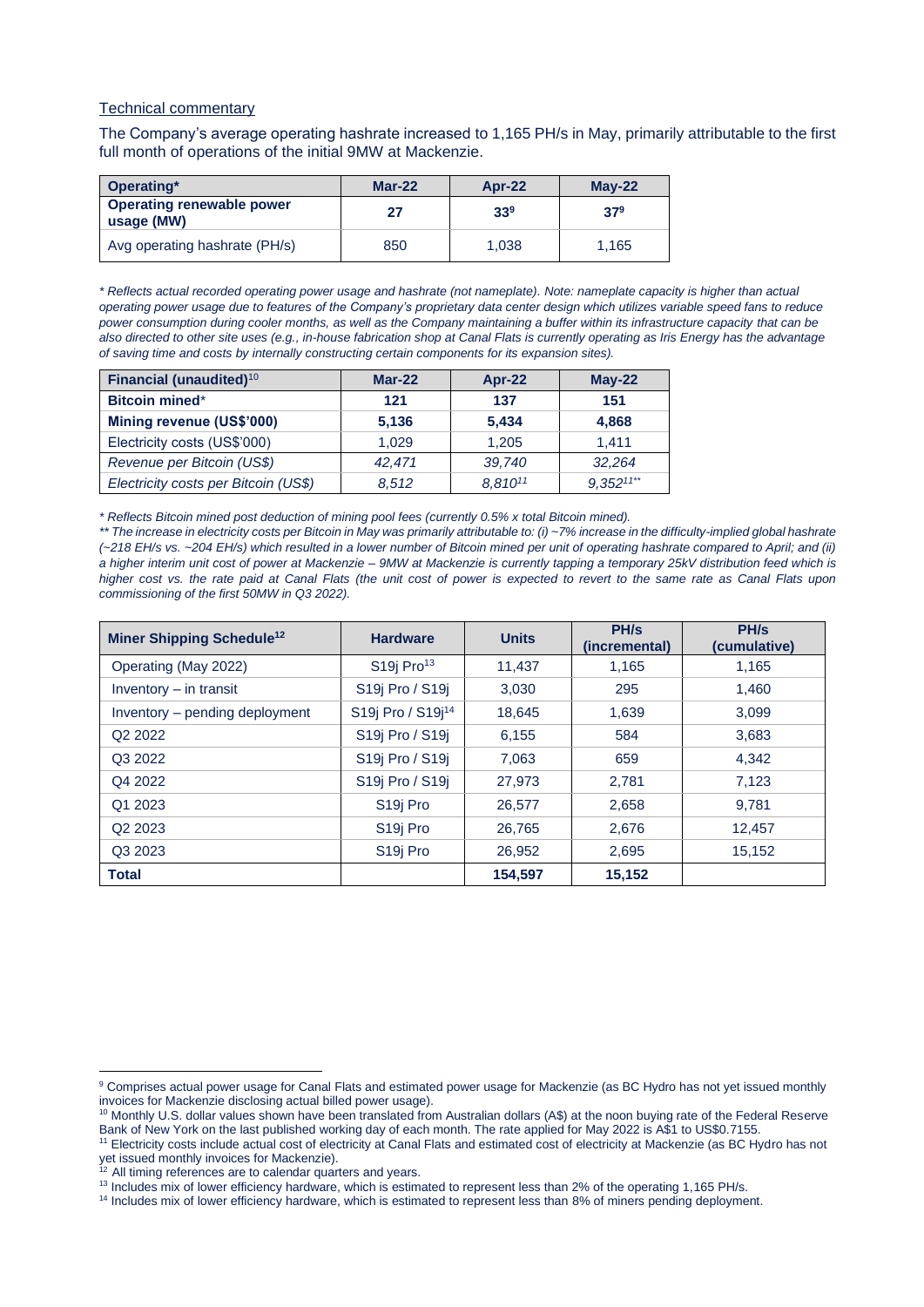Technical commentary

The Company's average operating hashrate increased to 1,165 PH/s in May, primarily attributable to the first full month of operations of the initial 9MW at Mackenzie.

| **Operating*** | **Mar-22** | **Apr-22** | **May-22** |
|---|---|---|---|
| **Operating renewable power usage (MW)** | **27** | **33**[9] | **37**[9] |
| Avg operating hashrate (PH/s) | 850 | 1,038 | 1,165 |

*\* Reflects actual recorded operating power usage and hashrate (not nameplate). Note: nameplate capacity is higher than actual operating power usage due to features of the Company's proprietary data center design which utilizes variable speed fans to reduce power consumption during cooler months, as well as the Company maintaining a buffer within its infrastructure capacity that can be also directed to other site uses (e.g., in-house fabrication shop at Canal Flats is currently operating as Iris Energy has the advantage of saving time and costs by internally constructing certain components for its expansion sites).*

| **Financial (unaudited)**[10] | **Mar-22** | **Apr-22** | **May-22** |
|---|---|---|---|
| **Bitcoin mined*** | **121** | **137** | **151** |
| **Mining revenue (US$'000)** | **5,136** | **5,434** | **4,868** |
| Electricity costs (US$'000) | 1,029 | 1,205 | 1,411 |
| *Revenue per Bitcoin (US$)* | *42,471* | *39,740* | *32,264* |
| *Electricity costs per Bitcoin (US$)* | *8,512* | *8,810*[11] | *9,352*[11**] |

*\* Reflects Bitcoin mined post deduction of mining pool fees (currently 0.5% x total Bitcoin mined).*
*\*\* The increase in electricity costs per Bitcoin in May was primarily attributable to: (i) ~7% increase in the difficulty-implied global hashrate (~218 EH/s vs. ~204 EH/s) which resulted in a lower number of Bitcoin mined per unit of operating hashrate compared to April; and (ii) a higher interim unit cost of power at Mackenzie – 9MW at Mackenzie is currently tapping a temporary 25kV distribution feed which is higher cost vs. the rate paid at Canal Flats (the unit cost of power is expected to revert to the same rate as Canal Flats upon commissioning of the first 50MW in Q3 2022).*

| **Miner Shipping Schedule**[12] | **Hardware** | **Units** | **PH/s (incremental)** | **PH/s (cumulative)** |
|---|---|---|---|---|
| Operating (May 2022) | S19j Pro[13] | 11,437 | 1,165 | 1,165 |
| Inventory – in transit | S19j Pro / S19j | 3,030 | 295 | 1,460 |
| Inventory – pending deployment | S19j Pro / S19j[14] | 18,645 | 1,639 | 3,099 |
| Q2 2022 | S19j Pro / S19j | 6,155 | 584 | 3,683 |
| Q3 2022 | S19j Pro / S19j | 7,063 | 659 | 4,342 |
| Q4 2022 | S19j Pro / S19j | 27,973 | 2,781 | 7,123 |
| Q1 2023 | S19j Pro | 26,577 | 2,658 | 9,781 |
| Q2 2023 | S19j Pro | 26,765 | 2,676 | 12,457 |
| Q3 2023 | S19j Pro | 26,952 | 2,695 | 15,152 |
| **Total** | | **154,597** | **15,152** | |

[9] Comprises actual power usage for Canal Flats and estimated power usage for Mackenzie (as BC Hydro has not yet issued monthly invoices for Mackenzie disclosing actual billed power usage).
[10] Monthly U.S. dollar values shown have been translated from Australian dollars (A$) at the noon buying rate of the Federal Reserve Bank of New York on the last published working day of each month. The rate applied for May 2022 is A$1 to US$0.7155.
[11] Electricity costs include actual cost of electricity at Canal Flats and estimated cost of electricity at Mackenzie (as BC Hydro has not yet issued monthly invoices for Mackenzie).
[12] All timing references are to calendar quarters and years.
[13] Includes mix of lower efficiency hardware, which is estimated to represent less than 2% of the operating 1,165 PH/s.
[14] Includes mix of lower efficiency hardware, which is estimated to represent less than 8% of miners pending deployment.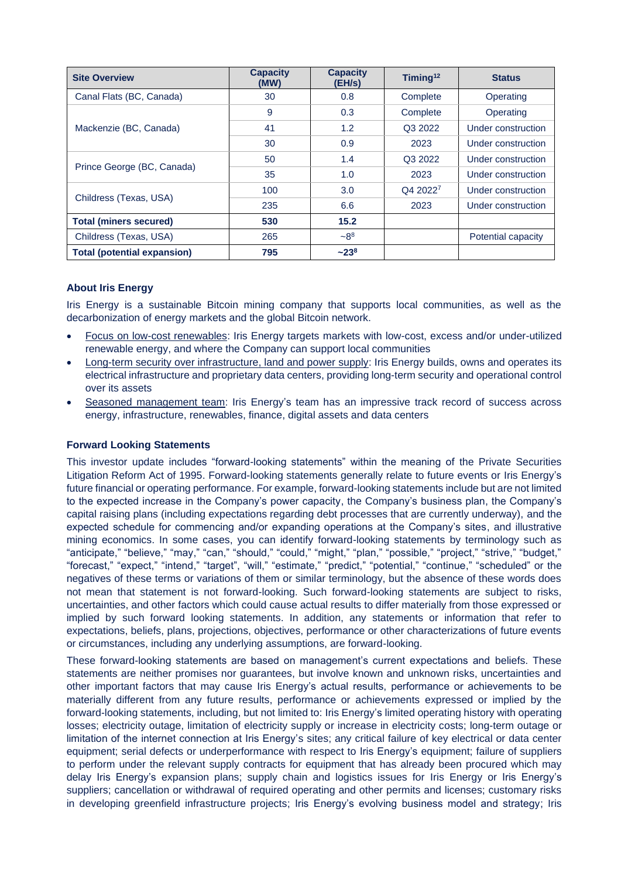| Site Overview | Capacity (MW) | Capacity (EH/s) | Timing[12] | Status |
|---|---|---|---|---|
| Canal Flats (BC, Canada) | 30 | 0.8 | Complete | Operating |
| Mackenzie (BC, Canada) | 9 | 0.3 | Complete | Operating |
| | 41 | 1.2 | Q3 2022 | Under construction |
| | 30 | 0.9 | 2023 | Under construction |
| Prince George (BC, Canada) | 50 | 1.4 | Q3 2022 | Under construction |
| | 35 | 1.0 | 2023 | Under construction |
| Childress (Texas, USA) | 100 | 3.0 | Q4 2022[7] | Under construction |
| | 235 | 6.6 | 2023 | Under construction |
| **Total (miners secured)** | **530** | **15.2** | | |
| Childress (Texas, USA) | 265 | ~8[8] | | Potential capacity |
| **Total (potential expansion)** | **795** | **~23[8]** | | |

### About Iris Energy

Iris Energy is a sustainable Bitcoin mining company that supports local communities, as well as the decarbonization of energy markets and the global Bitcoin network.

- Focus on low-cost renewables: Iris Energy targets markets with low-cost, excess and/or under-utilized renewable energy, and where the Company can support local communities
- Long-term security over infrastructure, land and power supply: Iris Energy builds, owns and operates its electrical infrastructure and proprietary data centers, providing long-term security and operational control over its assets
- Seasoned management team: Iris Energy's team has an impressive track record of success across energy, infrastructure, renewables, finance, digital assets and data centers

### Forward Looking Statements

This investor update includes "forward-looking statements" within the meaning of the Private Securities Litigation Reform Act of 1995. Forward-looking statements generally relate to future events or Iris Energy's future financial or operating performance. For example, forward-looking statements include but are not limited to the expected increase in the Company's power capacity, the Company's business plan, the Company's capital raising plans (including expectations regarding debt processes that are currently underway), and the expected schedule for commencing and/or expanding operations at the Company's sites, and illustrative mining economics. In some cases, you can identify forward-looking statements by terminology such as "anticipate," "believe," "may," "can," "should," "could," "might," "plan," "possible," "project," "strive," "budget," "forecast," "expect," "intend," "target", "will," "estimate," "predict," "potential," "continue," "scheduled" or the negatives of these terms or variations of them or similar terminology, but the absence of these words does not mean that statement is not forward-looking. Such forward-looking statements are subject to risks, uncertainties, and other factors which could cause actual results to differ materially from those expressed or implied by such forward looking statements. In addition, any statements or information that refer to expectations, beliefs, plans, projections, objectives, performance or other characterizations of future events or circumstances, including any underlying assumptions, are forward-looking.

These forward-looking statements are based on management's current expectations and beliefs. These statements are neither promises nor guarantees, but involve known and unknown risks, uncertainties and other important factors that may cause Iris Energy's actual results, performance or achievements to be materially different from any future results, performance or achievements expressed or implied by the forward-looking statements, including, but not limited to: Iris Energy's limited operating history with operating losses; electricity outage, limitation of electricity supply or increase in electricity costs; long-term outage or limitation of the internet connection at Iris Energy's sites; any critical failure of key electrical or data center equipment; serial defects or underperformance with respect to Iris Energy's equipment; failure of suppliers to perform under the relevant supply contracts for equipment that has already been procured which may delay Iris Energy's expansion plans; supply chain and logistics issues for Iris Energy or Iris Energy's suppliers; cancellation or withdrawal of required operating and other permits and licenses; customary risks in developing greenfield infrastructure projects; Iris Energy's evolving business model and strategy; Iris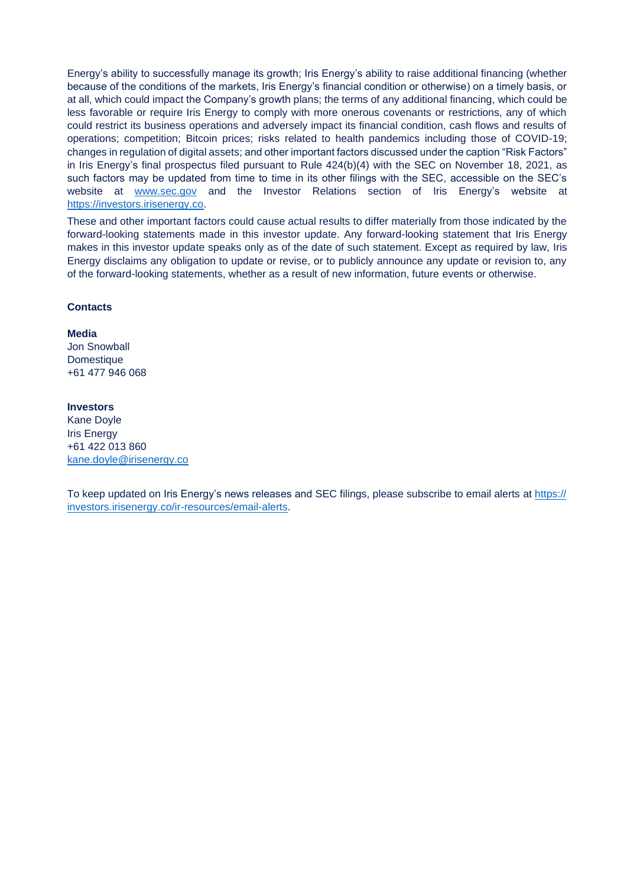Energy's ability to successfully manage its growth; Iris Energy's ability to raise additional financing (whether because of the conditions of the markets, Iris Energy's financial condition or otherwise) on a timely basis, or at all, which could impact the Company's growth plans; the terms of any additional financing, which could be less favorable or require Iris Energy to comply with more onerous covenants or restrictions, any of which could restrict its business operations and adversely impact its financial condition, cash flows and results of operations; competition; Bitcoin prices; risks related to health pandemics including those of COVID-19; changes in regulation of digital assets; and other important factors discussed under the caption "Risk Factors" in Iris Energy's final prospectus filed pursuant to Rule 424(b)(4) with the SEC on November 18, 2021, as such factors may be updated from time to time in its other filings with the SEC, accessible on the SEC's website at [www.sec.gov](www.sec.gov) and the Investor Relations section of Iris Energy's website at [https://investors.irisenergy.co](https://investors.irisenergy.co).

These and other important factors could cause actual results to differ materially from those indicated by the forward-looking statements made in this investor update. Any forward-looking statement that Iris Energy makes in this investor update speaks only as of the date of such statement. Except as required by law, Iris Energy disclaims any obligation to update or revise, or to publicly announce any update or revision to, any of the forward-looking statements, whether as a result of new information, future events or otherwise.

**Contacts**

**Media**
Jon Snowball
Domestique
+61 477 946 068

**Investors**
Kane Doyle
Iris Energy
+61 422 013 860
[kane.doyle@irisenergy.co](mailto:kane.doyle@irisenergy.co)

To keep updated on Iris Energy's news releases and SEC filings, please subscribe to email alerts at [https://investors.irisenergy.co/ir-resources/email-alerts](https://investors.irisenergy.co/ir-resources/email-alerts).